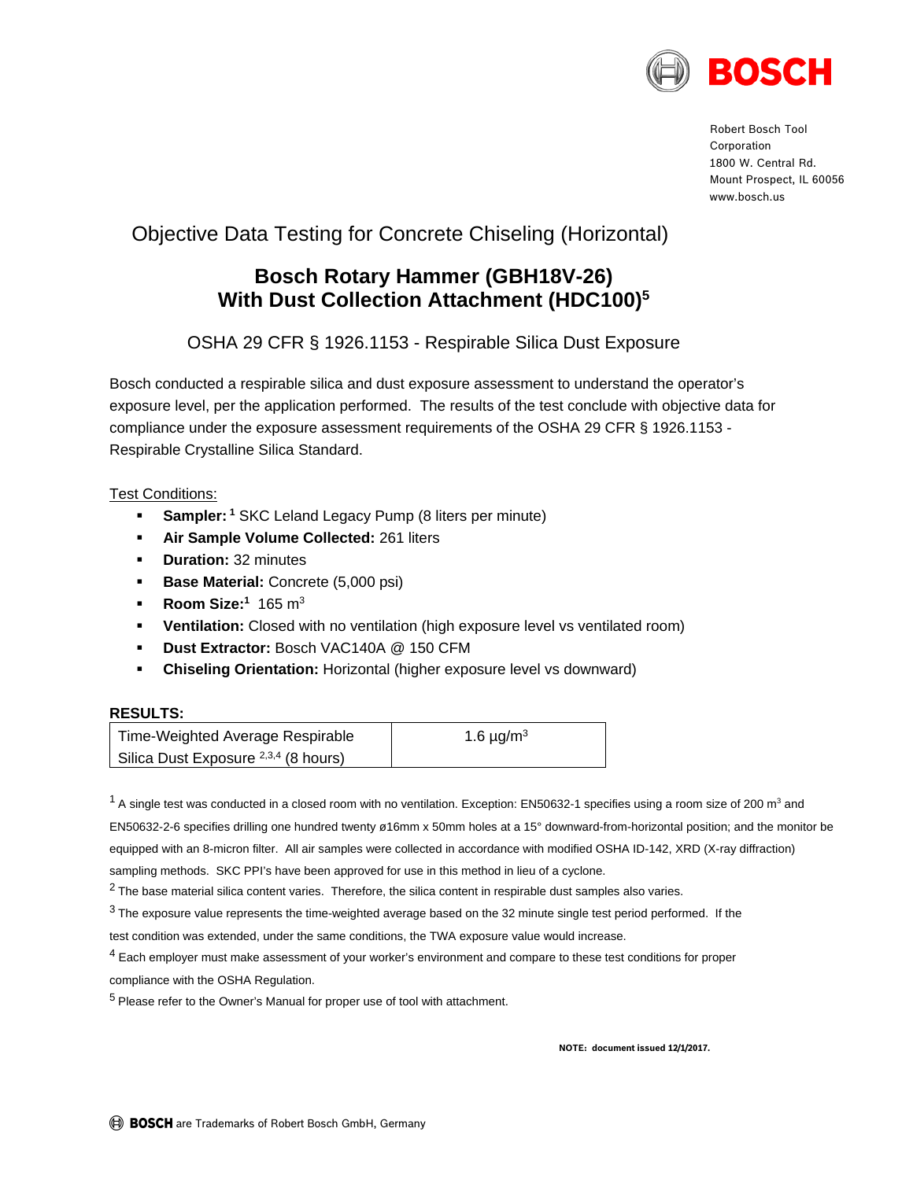Robert Bosch Tool Corporation
1800 W. Central Rd.
Mount Prospect, IL 60056
www.bosch.us

## Objective Data Testing for Concrete Chiseling (Horizontal)

# Bosch Rotary Hammer (GBH18V-26) With Dust Collection Attachment (HDC100)[5]

### OSHA 29 CFR § 1926.1153 - Respirable Silica Dust Exposure

Bosch conducted a respirable silica and dust exposure assessment to understand the operator's exposure level, per the application performed. The results of the test conclude with objective data for compliance under the exposure assessment requirements of the OSHA 29 CFR § 1926.1153 - Respirable Crystalline Silica Standard.

Test Conditions:

- **Sampler:** [1] SKC Leland Legacy Pump (8 liters per minute)
- **Air Sample Volume Collected:** 261 liters
- **Duration:** 32 minutes
- **Base Material:** Concrete (5,000 psi)
- **Room Size:**[1] 165 $m^3$
- **Ventilation:** Closed with no ventilation (high exposure level vs ventilated room)
- **Dust Extractor:** Bosch VAC140A @ 150 CFM
- **Chiseling Orientation:** Horizontal (higher exposure level vs downward)

**RESULTS:**

| Time-Weighted Average Respirable Silica Dust Exposure [2,3,4] (8 hours) | 1.6 µg/$m^3$ |
|---|---|

[1] A single test was conducted in a closed room with no ventilation. Exception: EN50632-1 specifies using a room size of 200 $m^3$ and EN50632-2-6 specifies drilling one hundred twenty ø16mm x 50mm holes at a 15° downward-from-horizontal position; and the monitor be equipped with an 8-micron filter. All air samples were collected in accordance with modified OSHA ID-142, XRD (X-ray diffraction) sampling methods. SKC PPI's have been approved for use in this method in lieu of a cyclone.

[2] The base material silica content varies. Therefore, the silica content in respirable dust samples also varies.

[3] The exposure value represents the time-weighted average based on the 32 minute single test period performed. If the test condition was extended, under the same conditions, the TWA exposure value would increase.

[4] Each employer must make assessment of your worker's environment and compare to these test conditions for proper compliance with the OSHA Regulation.

[5] Please refer to the Owner's Manual for proper use of tool with attachment.

**NOTE: document issued 12/1/2017.**

BOSCH are Trademarks of Robert Bosch GmbH, Germany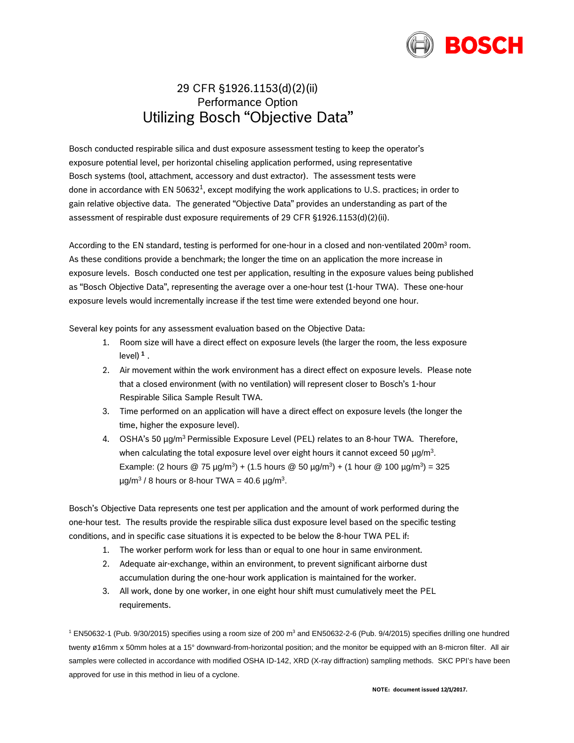# 29 CFR §1926.1153(d)(2)(ii)
## Performance Option
## Utilizing Bosch "Objective Data"

Bosch conducted respirable silica and dust exposure assessment testing to keep the operator's exposure potential level, per horizontal chiseling application performed, using representative Bosch systems (tool, attachment, accessory and dust extractor). The assessment tests were done in accordance with EN 50632[1], except modifying the work applications to U.S. practices; in order to gain relative objective data. The generated "Objective Data" provides an understanding as part of the assessment of respirable dust exposure requirements of 29 CFR §1926.1153(d)(2)(ii).

According to the EN standard, testing is performed for one-hour in a closed and non-ventilated 200m$^3$ room. As these conditions provide a benchmark; the longer the time on an application the more increase in exposure levels. Bosch conducted one test per application, resulting in the exposure values being published as "Bosch Objective Data", representing the average over a one-hour test (1-hour TWA). These one-hour exposure levels would incrementally increase if the test time were extended beyond one hour.

Several key points for any assessment evaluation based on the Objective Data:

1. Room size will have a direct effect on exposure levels (the larger the room, the less exposure level) [1] .
2. Air movement within the work environment has a direct effect on exposure levels. Please note that a closed environment (with no ventilation) will represent closer to Bosch's 1-hour Respirable Silica Sample Result TWA.
3. Time performed on an application will have a direct effect on exposure levels (the longer the time, higher the exposure level).
4. OSHA's 50 µg/m$^3$ Permissible Exposure Level (PEL) relates to an 8-hour TWA. Therefore, when calculating the total exposure level over eight hours it cannot exceed 50 µg/m$^3$. Example: (2 hours @ 75 µg/m$^3$) + (1.5 hours @ 50 µg/m$^3$) + (1 hour @ 100 µg/m$^3$) = 325 µg/m$^3$ / 8 hours or 8-hour TWA = 40.6 µg/m$^3$.

Bosch's Objective Data represents one test per application and the amount of work performed during the one-hour test. The results provide the respirable silica dust exposure level based on the specific testing conditions, and in specific case situations it is expected to be below the 8-hour TWA PEL if:

1. The worker perform work for less than or equal to one hour in same environment.
2. Adequate air-exchange, within an environment, to prevent significant airborne dust accumulation during the one-hour work application is maintained for the worker.
3. All work, done by one worker, in one eight hour shift must cumulatively meet the PEL requirements.

[1] EN50632-1 (Pub. 9/30/2015) specifies using a room size of 200 m$^3$ and EN50632-2-6 (Pub. 9/4/2015) specifies drilling one hundred twenty ø16mm x 50mm holes at a 15° downward-from-horizontal position; and the monitor be equipped with an 8-micron filter. All air samples were collected in accordance with modified OSHA ID-142, XRD (X-ray diffraction) sampling methods. SKC PPI's have been approved for use in this method in lieu of a cyclone.

**NOTE: document issued 12/1/2017.**